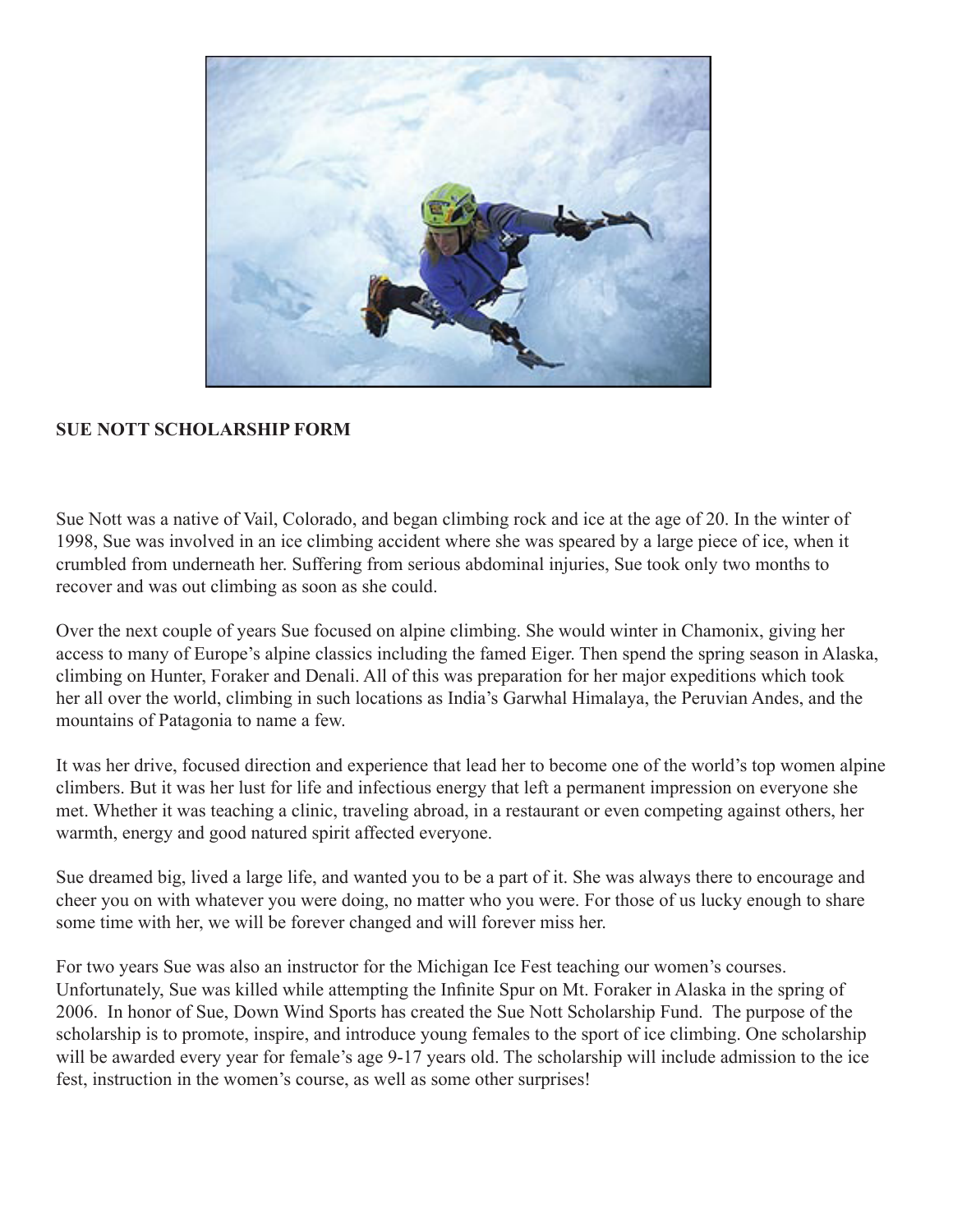**SUE NOTT SCHOLARSHIP FORM**

Sue Nott was a native of Vail, Colorado, and began climbing rock and ice at the age of 20. In the winter of 1998, Sue was involved in an ice climbing accident where she was speared by a large piece of ice, when it crumbled from underneath her. Suffering from serious abdominal injuries, Sue took only two months to recover and was out climbing as soon as she could.

Over the next couple of years Sue focused on alpine climbing. She would winter in Chamonix, giving her access to many of Europe's alpine classics including the famed Eiger. Then spend the spring season in Alaska, climbing on Hunter, Foraker and Denali. All of this was preparation for her major expeditions which took her all over the world, climbing in such locations as India's Garwhal Himalaya, the Peruvian Andes, and the mountains of Patagonia to name a few.

It was her drive, focused direction and experience that lead her to become one of the world's top women alpine climbers. But it was her lust for life and infectious energy that left a permanent impression on everyone she met. Whether it was teaching a clinic, traveling abroad, in a restaurant or even competing against others, her warmth, energy and good natured spirit affected everyone.

Sue dreamed big, lived a large life, and wanted you to be a part of it. She was always there to encourage and cheer you on with whatever you were doing, no matter who you were. For those of us lucky enough to share some time with her, we will be forever changed and will forever miss her.

For two years Sue was also an instructor for the Michigan Ice Fest teaching our women's courses. Unfortunately, Sue was killed while attempting the Infinite Spur on Mt. Foraker in Alaska in the spring of 2006. In honor of Sue, Down Wind Sports has created the Sue Nott Scholarship Fund. The purpose of the scholarship is to promote, inspire, and introduce young females to the sport of ice climbing. One scholarship will be awarded every year for female's age 9-17 years old. The scholarship will include admission to the ice fest, instruction in the women's course, as well as some other surprises!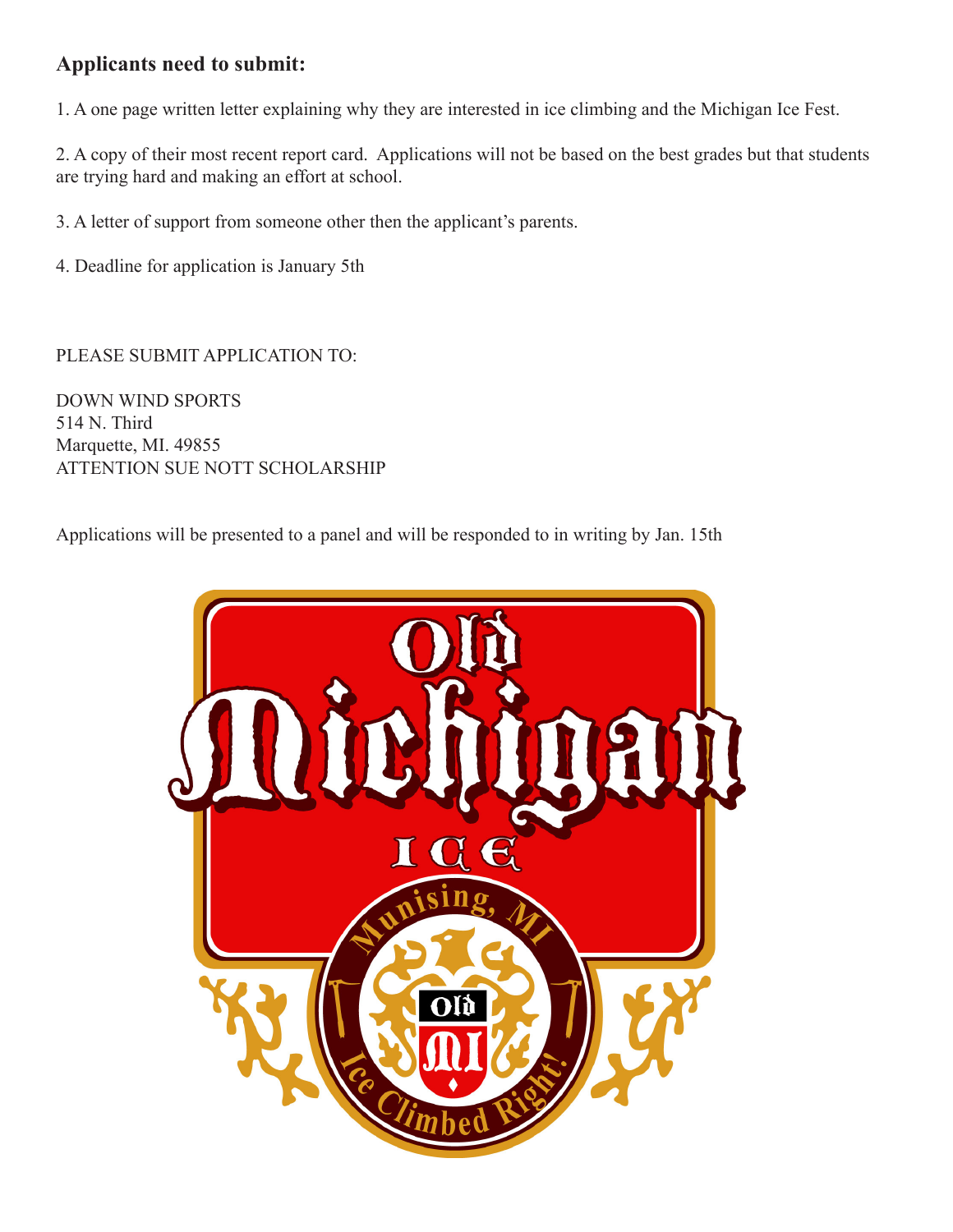**Applicants need to submit:**

1. A one page written letter explaining why they are interested in ice climbing and the Michigan Ice Fest.

2. A copy of their most recent report card. Applications will not be based on the best grades but that students are trying hard and making an effort at school.

3. A letter of support from someone other then the applicant's parents.

4. Deadline for application is January 5th

PLEASE SUBMIT APPLICATION TO:

DOWN WIND SPORTS
514 N. Third
Marquette, MI. 49855
ATTENTION SUE NOTT SCHOLARSHIP

Applications will be presented to a panel and will be responded to in writing by Jan. 15th